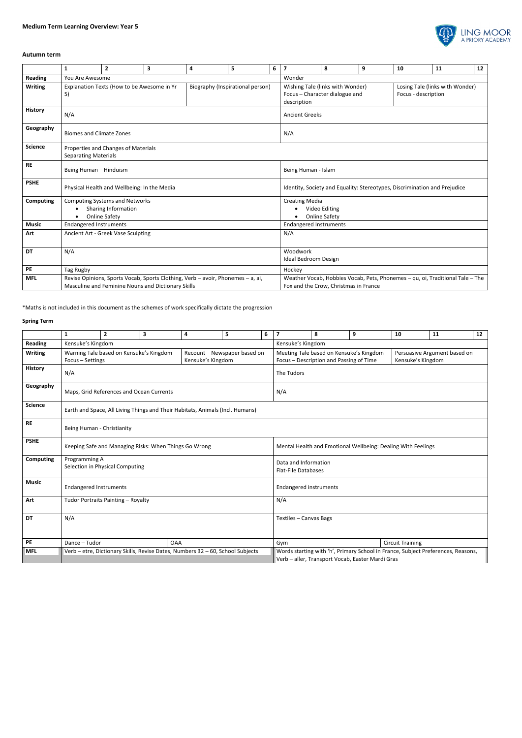**Medium Term Learning Overview: Year 5**

LING MOOR
A PRIORY ACADEMY

**Autumn term**

| | 1 | 2 | 3 | 4 | 5 | 6 | 7 | 8 | 9 | 10 | 11 | 12 |
|---|---|---|---|---|---|---|---|---|---|---|---|---|
| **Reading** | You Are Awesome | | | | | | Wonder | | | | | |
| **Writing** | Explanation Texts (How to be Awesome in Yr 5) | | | Biography (Inspirational person) | | | Wishing Tale (links with Wonder) Focus – Character dialogue and description | | | Losing Tale (links with Wonder) Focus - description | | |
| **History** | N/A | | | | | | Ancient Greeks | | | | | |
| **Geography** | Biomes and Climate Zones | | | | | | N/A | | | | | |
| **Science** | Properties and Changes of Materials<br>Separating Materials | | | | | | | | | | | |
| **RE** | Being Human – Hinduism | | | | | | Being Human - Islam | | | | | |
| **PSHE** | Physical Health and Wellbeing: In the Media | | | | | | Identity, Society and Equality: Stereotypes, Discrimination and Prejudice | | | | | |
| **Computing** | Computing Systems and Networks<br>• Sharing Information<br>• Online Safety | | | | | | Creating Media<br>• Video Editing<br>• Online Safety | | | | | |
| **Music** | Endangered Instruments | | | | | | Endangered Instruments | | | | | |
| **Art** | Ancient Art - Greek Vase Sculpting | | | | | | N/A | | | | | |
| **DT** | N/A | | | | | | Woodwork<br>Ideal Bedroom Design | | | | | |
| **PE** | Tag Rugby | | | | | | Hockey | | | | | |
| **MFL** | Revise Opinions, Sports Vocab, Sports Clothing, Verb – avoir, Phonemes – a, ai, Masculine and Feminine Nouns and Dictionary Skills | | | | | | Weather Vocab, Hobbies Vocab, Pets, Phonemes – qu, oi, Traditional Tale – The Fox and the Crow, Christmas in France | | | | | |

*Maths is not included in this document as the schemes of work specifically dictate the progression

**Spring Term**

| | 1 | 2 | 3 | 4 | 5 | 6 | 7 | 8 | 9 | 10 | 11 | 12 |
|---|---|---|---|---|---|---|---|---|---|---|---|---|
| **Reading** | Kensuke's Kingdom | | | | | | Kensuke's Kingdom | | | | | |
| **Writing** | Warning Tale based on Kensuke's Kingdom Focus – Settings | | | Recount – Newspaper based on Kensuke's Kingdom | | | Meeting Tale based on Kensuke's Kingdom Focus – Description and Passing of Time | | | Persuasive Argument based on Kensuke's Kingdom | | |
| **History** | N/A | | | | | | The Tudors | | | | | |
| **Geography** | Maps, Grid References and Ocean Currents | | | | | | N/A | | | | | |
| **Science** | Earth and Space, All Living Things and Their Habitats, Animals (Incl. Humans) | | | | | | | | | | | |
| **RE** | Being Human - Christianity | | | | | | | | | | | |
| **PSHE** | Keeping Safe and Managing Risks: When Things Go Wrong | | | | | | Mental Health and Emotional Wellbeing: Dealing With Feelings | | | | | |
| **Computing** | Programming A<br>Selection in Physical Computing | | | | | | Data and Information<br>Flat-File Databases | | | | | |
| **Music** | Endangered Instruments | | | | | | Endangered instruments | | | | | |
| **Art** | Tudor Portraits Painting – Royalty | | | | | | N/A | | | | | |
| **DT** | N/A | | | | | | Textiles – Canvas Bags | | | | | |
| **PE** | Dance – Tudor | | | OAA | | | Gym | | | Circuit Training | | |
| **MFL** | Verb – etre, Dictionary Skills, Revise Dates, Numbers 32 – 60, School Subjects | | | | | | Words starting with 'h', Primary School in France, Subject Preferences, Reasons, Verb – aller, Transport Vocab, Easter Mardi Gras | | | | | |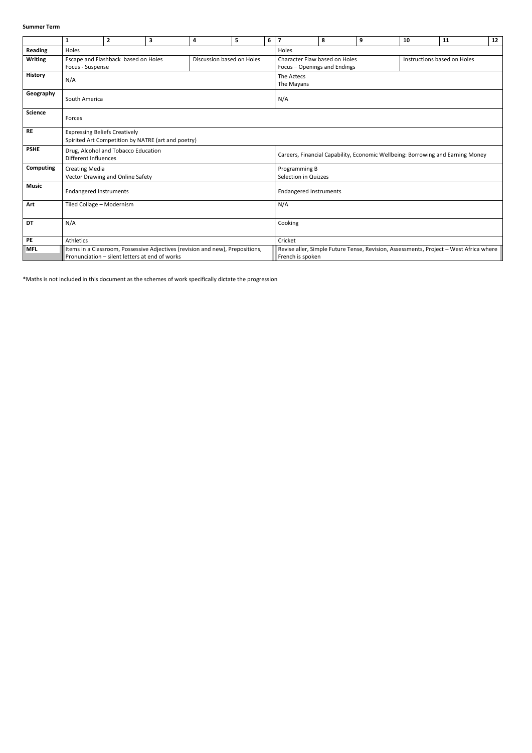**Summer Term**

| | 1 | 2 | 3 | 4 | 5 | 6 | 7 | 8 | 9 | 10 | 11 | 12 |
|---|---|---|---|---|---|---|---|---|---|---|---|---|
| **Reading** | Holes | | | | | | Holes | | | | | |
| **Writing** | Escape and Flashback based on Holes Focus - Suspense | | | Discussion based on Holes | | | Character Flaw based on Holes Focus – Openings and Endings | | | Instructions based on Holes | | |
| **History** | N/A | | | | | | The Aztecs The Mayans | | | | | |
| **Geography** | South America | | | | | | N/A | | | | | |
| **Science** | Forces | | | | | | | | | | | |
| **RE** | Expressing Beliefs Creatively Spirited Art Competition by NATRE (art and poetry) | | | | | | | | | | | |
| **PSHE** | Drug, Alcohol and Tobacco Education Different Influences | | | | | | Careers, Financial Capability, Economic Wellbeing: Borrowing and Earning Money | | | | | |
| **Computing** | Creating Media Vector Drawing and Online Safety | | | | | | Programming B Selection in Quizzes | | | | | |
| **Music** | Endangered Instruments | | | | | | Endangered Instruments | | | | | |
| **Art** | Tiled Collage – Modernism | | | | | | N/A | | | | | |
| **DT** | N/A | | | | | | Cooking | | | | | |
| **PE** | Athletics | | | | | | Cricket | | | | | |
| **MFL** | Items in a Classroom, Possessive Adjectives (revision and new), Prepositions, Pronunciation – silent letters at end of works | | | | | | Revise aller, Simple Future Tense, Revision, Assessments, Project – West Africa where French is spoken | | | | | |

*Maths is not included in this document as the schemes of work specifically dictate the progression